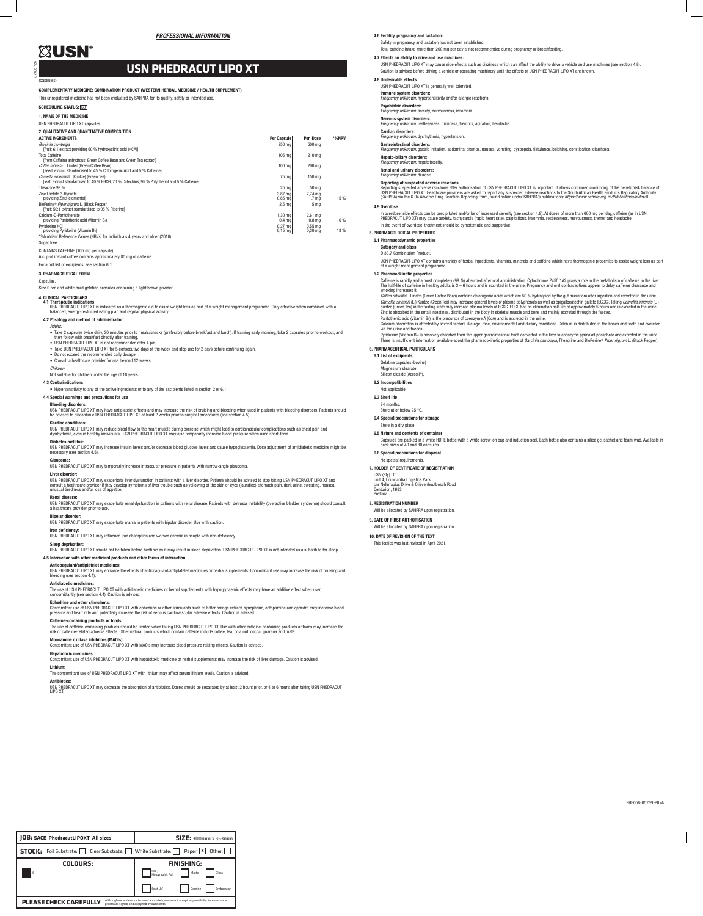*PROFESSIONAL INFORMATION*

USN®

# USN PHEDRACUT LIPO XT

(capsules)

**COMPLEMENTARY MEDICINE: COMBINATION PRODUCT (WESTERN HERBAL MEDICINE / HEALTH SUPPLEMENT)**

This unregistered medicine has not been evaluated by SAHPRA for its quality, safety or intended use.

**SCHEDULING STATUS:** S0

## 1. NAME OF THE MEDICINE

USN PHEDRACUT LIPO XT capsules

## 2. QUALITATIVE AND QUANTITATIVE COMPOSITION

| ACTIVE INGREDIENTS | Per Capsule | Per Dose | *%NRV |
|---|---|---|---|
| *Garcinia cambogia* [fruit; 6:1 extract providing 60 % hydroxycitric acid (HCA)] | 250 mg | 500 mg | |
| Total Caffeine [from Caffeine anhydrous, Green Coffee Bean and Green Tea extract] | 105 mg | 210 mg | |
| *Coffea robusta* L. Linden (Green Coffee Bean) [seed; extract standardised to 45 % Chlorogenic Acid and 5 % Caffeine] | 100 mg | 200 mg | |
| *Camellia sinensis* L. (Kuntze) (Green Tea) [leaf; extract standardised to 40 % EGCG, 70 % Catechins, 95 % Polyphenol and 5 % Caffeine] | 75 mg | 150 mg | |
| Theacrine 99 % | 25 mg | 50 mg | |
| Zinc Lactate 3-Hydrate providing Zinc (elemental) | 3,87 mg<br>0,85 mg | 7,74 mg<br>1,7 mg | 15 % |
| BioPerine® *Piper nigrum* L. (Black Pepper) [fruit; 50:1 extract standardised to 95 % Piperine] | 2,5 mg | 5 mg | |
| Calcium-D-Pantothenate providing Pantothenic acid (Vitamin $B_5$) | 1,30 mg<br>0,4 mg | 2,61 mg<br>0,8 mg | 16 % |
| Pyridoxine HCl providing Pyridoxine (Vitamin $B_6$) | 0,27 mg<br>0,15 mg | 0,55 mg<br>0,30 mg | 18 % |

*%Nutrient Reference Values (NRVs) for individuals 4 years and older (2010).

Sugar free.

CONTAINS CAFFEINE (105 mg per capsule).

A cup of instant coffee contains approximately 80 mg of caffeine.

For a full list of excipients, see section 6.1.

## 3. PHARMACEUTICAL FORM

Capsules.

Size 0 red and white hard gelatine capsules containing a light brown powder.

## 4. CLINICAL PARTICULARS

### 4.1 Therapeutic indications

USN PHEDRACUT LIPO XT is indicated as a thermogenic aid to assist weight loss as part of a weight management programme. Only effective when combined with a balanced, energy-restricted eating plan and regular physical activity.

### 4.2 Posology and method of administration

*Adults:*

- Take 2 capsules twice daily, 30 minutes prior to meals/snacks (preferably before breakfast and lunch). If training early morning, take 2 capsules prior to workout, and then follow with breakfast directly after training.
- USN PHEDRACUT LIPO XT is not recommended after 4 pm.
- Take USN PHEDRACUT LIPO XT for 5 consecutive days of the week and stop use for 2 days before continuing again.
- Do not exceed the recommended daily dosage.
- Consult a healthcare provider for use beyond 12 weeks.

*Children:*

Not suitable for children under the age of 18 years.

### 4.3 Contraindications

- Hypersensitivity to any of the active ingredients or to any of the excipients listed in section 2 or 6.1.

### 4.4 Special warnings and precautions for use

**Bleeding disorders:**
USN PHEDRACUT LIPO XT may have antiplatelet effects and may increase the risk of bruising and bleeding when used in patients with bleeding disorders. Patients should be advised to discontinue USN PHEDRACUT LIPO XT at least 2 weeks prior to surgical procedures (see section 4.5).

**Cardiac conditions:**
USN PHEDRACUT LIPO XT may reduce blood flow to the heart muscle during exercise which might lead to cardiovascular complications such as chest pain and dysrhythmia, even in healthy individuals. USN PHEDRACUT LIPO XT may also temporarily increase blood pressure when used short-term.

**Diabetes mellitus:**
USN PHEDRACUT LIPO XT may increase insulin levels and/or decrease blood glucose levels and cause hypoglycaemia. Dose adjustment of antidiabetic medicine might be necessary (see section 4.5).

**Glaucoma:**
USN PHEDRACUT LIPO XT may temporarily increase intraocular pressure in patients with narrow-angle glaucoma.

**Liver disorder:**
USN PHEDRACUT LIPO XT may exacerbate liver dysfunction in patients with a liver disorder. Patients should be advised to stop taking USN PHEDRACUT LIPO XT and consult a healthcare provider if they develop symptoms of liver trouble such as yellowing of the skin or eyes (jaundice), stomach pain, dark urine, sweating, nausea, unusual tiredness and/or loss of appetite.

**Renal disease:**
USN PHEDRACUT LIPO XT may exacerbate renal dysfunction in patients with renal disease. Patients with detrusor instability (overactive bladder syndrome) should consult a healthcare provider prior to use.

**Bipolar disorder:**
USN PHEDRACUT LIPO XT may exacerbate mania in patients with bipolar disorder. Use with caution.

**Iron deficiency:**
USN PHEDRACUT LIPO XT may influence iron absorption and worsen anemia in people with iron deficiency.

**Sleep deprivation:**
USN PHEDRACUT LIPO XT should not be taken before bedtime as it may result in sleep deprivation. USN PHEDRACUT LIPO XT is not intended as a substitute for sleep.

### 4.5 Interaction with other medicinal products and other forms of interaction

**Anticoagulant/antiplatelet medicines:**
USN PHEDRACUT LIPO XT may enhance the effects of anticoagulant/antiplatelet medicines or herbal supplements. Concomitant use may increase the risk of bruising and bleeding (see section 4.4).

**Antidiabetic medicines:**
The use of USN PHEDRACUT LIPO XT with antidiabetic medicines or herbal supplements with hypoglycaemic effects may have an additive effect when used concomittantly (see section 4.4). Caution is advised.

**Ephedrine and other stimulants:**
Concomitant use of USN PHEDRACUT LIPO XT with ephedrine or other stimulants such as bitter orange extract, synephrine, octopamine and ephedra may increase blood pressure and heart rate and potentially increase the risk of serious cardiovascular adverse effects. Caution is advised.

**Caffeine-containing products or foods:**
The use of caffeine-containing products should be limited when taking USN PHEDRACUT LIPO XT. Use with other caffeine-containing products or foods may increase the risk of caffeine-related adverse effects. Other natural products which contain caffeine include coffee, tea, cola nut, cocoa, guarana and maté.

**Monoamine oxidase inhibitors (MAOIs):**
Concomitant use of USN PHEDRACUT LIPO XT with MAOIs may increase blood pressure raising effects. Caution is advised.

**Hepatotoxic medicines:**
Concomitant use of USN PHEDRACUT LIPO XT with hepatotoxic medicine or herbal supplements may increase the risk of liver damage. Caution is advised.

**Lithium:**
The concomitant use of USN PHEDRACUT LIPO XT with lithium may affect serum lithium levels. Caution is advised.

**Antibiotics:**
USN PHEDRACUT LIPO XT may decrease the absorption of antibiotics. Doses should be separated by at least 2 hours prior, or 4 to 6 hours after taking USN PHEDRACUT LIPO XT.

### 4.6 Fertility, pregnancy and lactation:

Safety in pregnancy and lactation has not been established.

Total caffeine intake more than 200 mg per day is not recommended during pregnancy or breastfeeding.

### 4.7 Effects on ability to drive and use machines:

USN PHEDRACUT LIPO XT may cause side effects such as dizziness which can affect the ability to drive a vehicle and use machines (see section 4.8).

Caution is advised before driving a vehicle or operating machinery until the effects of USN PHEDRACUT LIPO XT are known.

### 4.8 Undesirable effects

USN PHEDRACUT LIPO XT is generally well tolerated.

**Immune system disorders:**
*Frequency unknown:* hypersensitivity and/or allergic reactions.

**Psychiatric disorders:**
*Frequency unknown:* anxiety, nervousness, insomnia.

**Nervous system disorders:**
*Frequency unknown:* restlessness, dizziness, tremors, agitation, headache.

**Cardiac disorders:**
*Frequency unknown:* dysrhythmia, hypertension.

**Gastrointestinal disorders:**
*Frequency unknown:* gastric irritation, abdominal cramps, nausea, vomiting, dyspepsia, flatulence, belching, constipation, diarrhoea.

**Hepato-biliary disorders:**
*Frequency unknown:* hepatotoxicity.

**Renal and urinary disorders:**
*Frequency unknown:* diuresis.

**Reporting of suspected adverse reactions**
Reporting suspected adverse reactions after authorisation of USN PHEDRACUT LIPO XT is important. It allows continued monitoring of the benefit/risk balance of USN PHEDRACUT LIPO XT. Healthcare providers are asked to report any suspected adverse reactions to the South African Health Products Regulatory Authority (SAHPRA) via the 6.04 Adverse Drug Reaction Reporting Form, found online under SAHPRA's publications: *https://www.sahpra.org.za/Publications/Index/8*

### 4.9 Overdose

In overdose, side effects can be precipitated and/or be of increased severity (see section 4.8). At doses of more than 600 mg per day, caffeine (as in USN PHEDRACUT LIPO XT) may cause anxiety, tachycardia (rapid heart rate), palpitations, insomnia, restlessness, nervousness, tremor and headache.

In the event of overdose, treatment should be symptomatic and supportive.

## 5. PHARMACOLOGICAL PROPERTIES

### 5.1 Pharmacodynamic properties

**Category and class:**

D 33.7 Combination Product.

USN PHEDRACUT LIPO XT contains a variety of herbal ingredients, vitamins, minerals and caffeine which have thermogenic properties to assist weight loss as part of a weight management programme.

### 5.2 Pharmacokinetic properties

Caffeine is rapidly and almost completely (99 %) absorbed after oral administration. Cytochrome P450 1A2 plays a role in the metabolism of caffeine in the liver. The half-life of caffeine in healthy adults is 3 – 6 hours and is excreted in the urine. Pregnancy and oral contraceptives appear to delay caffeine clearance and smoking increases it.

*Coffea robusta* L. Linden (Green Coffee Bean) contains chlorogenic acids which are 50 % hydrolysed by the gut microflora after ingestion and excreted in the urine.

*Camellia sinensis* (L.) Kuntze (Green Tea) may increase general levels of plasma polyphenols as well as epigallocatechin gallate (EGCG). Taking *Camellia sinensis* (L.) Kuntze (Green Tea) in the fasting state may increase plasma levels of EGCG. EGCG has an elimination half-life of approximately 5 hours and is excreted in the urine.

Zinc is absorbed in the small intestines, distributed in the body in skeletal muscle and bone and mainly excreted through the faeces.

Pantothenic acid (Vitamin $B_5$) is the precursor of coenzyme A (CoA) and is excreted in the urine.

Calcium absorption is affected by several factors like age, race, environmental and dietary conditions. Calcium is distributed in the bones and teeth and excreted via the urine and faeces.

Pyridoxine (Vitamin $B_6$) is passively absorbed from the upper gastrointestinal tract, converted in the liver to coenzyme pyridoxal phosphate and excreted in the urine.

There is insufficient information available about the pharmacokinetic properties of *Garcinia cambogia*, Theacrine and BioPerine® *Piper nigrum* L. (Black Pepper).

## 6. PHARMACEUTICAL PARTICULARS

### 6.1 List of excipients

Gelatine capsules (bovine)

Magnesium stearate

Silicon dioxide (Aerosil®).

### 6.2 Incompatibilities

Not applicable

### 6.3 Shelf life

24 months.

Store at or below 25 °C.

### 6.4 Special precautions for storage

Store in a dry place.

### 6.5 Nature and contents of container

Capsules are packed in a white HDPE bottle with a white screw-on cap and induction seal. Each bottle also contains a silica gel sachet and foam wad. Available in pack sizes of 40 and 80 capsules.

### 6.6 Special precautions for disposal

No special requirements.

## 7. HOLDER OF CERTIFICATE OF REGISTRATION

USN (Pty) Ltd
Unit 4, Louwlardia Logistics Park
cnr Nellmapius Drive & Olievenhoutbosch Road
Centurion, 1683
Pretoria

## 8. REGISTRATION NUMBER

Will be allocated by SAHPRA upon registration.

## 9. DATE OF FIRST AUTHORISATION

Will be allocated by SAHPRA upon registration.

## 10. DATE OF REVISION OF THE TEXT

This leaflet was last revised in April 2021.

PHE056-057/PI-PIL/A

| **JOB:** SACE_PhedracutLIPOXT_All sizes | **SIZE:** 300mm x 363mm |
|---|---|
| **STOCK:** Foil Substrate: ☐ Clear Substrate: ☐ White Substrate: ☐ Paper: ☒ Other: ☐ | |
| **COLOURS:** K | **FINISHING:** Foil / Holographic Foil ☐ Matte ☐ Gloss ☐ Spot UV ☐ Doming ☐ Embossing ☐ |
| **PLEASE CHECK CAREFULLY** | Although we endeavour to proof accurately, we cannot accept responsibility for errors once proofs are signed and accepted by our clients. |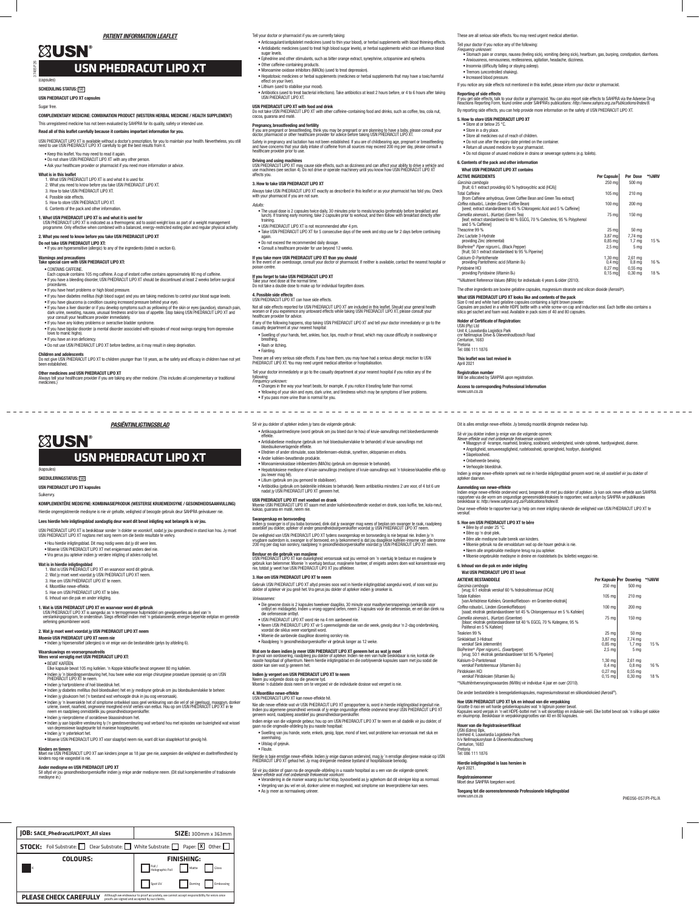*PATIENT INFORMATION LEAFLET*

# USN®

# USN PHEDRACUT LIPO XT

(capsules)

**SCHEDULING STATUS:** S0

**USN PHEDRACUT LIPO XT capsules**

Sugar free.

**COMPLEMENTARY MEDICINE: COMBINATION PRODUCT (WESTERN HERBAL MEDICINE / HEALTH SUPPLEMENT)**

This unregistered medicine has not been evaluated by SAHPRA for its quality, safety or intended use.

**Read all of this leaflet carefully because it contains important information for you.**

USN PHEDRACUT LIPO XT is available without a doctor's prescription, for you to maintain your health. Nevertheless, you still need to use USN PHEDRACUT LIPO XT carefully to get the best results from it.

- Keep this leaflet. You may need to read it again.
- Do not share USN PHEDRACUT LIPO XT with any other person.
- Ask your healthcare provider or pharmacist if you need more information or advice.

**What is in this leaflet**

1. What USN PHEDRACUT LIPO XT is and what it is used for.
2. What you need to know before you take USN PHEDRACUT LIPO XT.
3. How to take USN PHEDRACUT LIPO XT.
4. Possible side effects.
5. How to store USN PHEDRACUT LIPO XT.
6. Contents of the pack and other information.

**1. What USN PHEDRACUT LIPO XT is and what it is used for**

USN PHEDRACUT LIPO XT is indicated as a thermogenic aid to assist weight loss as part of a weight management programme. Only effective when combined with a balanced, energy-restricted eating plan and regular physical activity.

**2. What you need to know before you take USN PHEDRACUT LIPO XT**

**Do not take USN PHEDRACUT LIPO XT:**

- If you are hypersensitive (allergic) to any of the ingredients (listed in section 6).

**Warnings and precautions**
**Take special care with USN PHEDRACUT LIPO XT:**

- CONTAINS CAFFEINE.
  Each capsule contains 105 mg caffeine. A cup of instant coffee contains approximately 80 mg of caffeine.
- If you have a bleeding disorder, USN PHEDRACUT LIPO XT should be discontinued at least 2 weeks before surgical procedures.
- If you have heart problems or high blood pressure.
- If you have diabetes mellitus (high blood sugar) and you are taking medicines to control your blood sugar levels.
- If you have glaucoma (a condition causing increased pressure behind your eye).
- If you have a liver disorder or if you develop symptoms such as yellowing of the skin or eyes (jaundice), stomach pain, dark urine, sweating, nausea, unusual tiredness and/or loss of appetite. Stop taking USN PHEDRACUT LIPO XT and your consult your healthcare provider immediately.
- If you have any kidney problems or overactive bladder syndrome.
- If you have bipolar disorder (a mental disorder associated with episodes of mood swings ranging from depressive lows to manic highs).
- If you have an iron deficiency.
- Do not use USN PHEDRACUT LIPO XT before bedtime, as it may result in sleep deprivation.

**Children and adolescents**

Do not give USN PHEDRACUT LIPO XT to children younger than 18 years, as the safety and efficacy in children have not yet been established.

**Other medicines and USN PHEDRACUT LIPO XT**

Always tell your healthcare provider if you are taking any other medicine. (This includes all complementary or traditional medicines.)

Tell your doctor or pharmacist if you are currently taking:

- Anticoagulant/antiplatelet medicines (used to thin your blood), or herbal supplements with blood thinning effects.
- Antidiabetic medicines (used to treat high blood sugar levels), or herbal supplements which can influence blood sugar levels.
- Ephedrine and other stimulants, such as bitter orange extract, synephrine, octopamine and ephedra.
- Other caffeine-containing products.
- Monoamine oxidase inhibitors (MAOIs) (used to treat depression).
- Hepatotoxic medicines or herbal supplements (medicines or herbal supplements that may have a toxic/harmful effect on your liver).
- Lithium (used to stabilise your mood).
- Antibiotics (used to treat bacterial infections). Take antibiotics at least 2 hours before, or 4 to 6 hours after taking USN PHEDRACUT LIPO XT.

**USN PHEDRACUT LIPO XT with food and drink**

Do not take USN PHEDRACUT LIPO XT with other caffeine-containing food and drinks, such as coffee, tea, cola nut, cocoa, guarana and maté.

**Pregnancy, breastfeeding and fertility**

If you are pregnant or breastfeeding, think you may be pregnant or are planning to have a baby, please consult your doctor, pharmacist or other healthcare provider for advice before taking USN PHEDRACUT LIPO XT.

Safety in pregnancy and lactation has not been established. If you are of childbearing age, pregnant or breastfeeding and have concerns that your daily intake of caffeine from all sources may exceed 200 mg per day, please consult a healthcare provider prior to use.

**Driving and using machines**

USN PHEDRACUT LIPO XT may cause side effects, such as dizziness and can affect your ability to drive a vehicle and use machines (see section 4). Do not drive or operate machinery until you know how USN PHEDRACUT LIPO XT affects you.

**3. How to take USN PHEDRACUT LIPO XT**

Always take USN PHEDRACUT LIPO XT exactly as described in this leaflet or as your pharmacist has told you. Check with your pharmacist if you are not sure.

*Adults:*

- The usual dose is 2 capsules twice daily, 30 minutes prior to meals/snacks (preferably before breakfast and lunch). If training early morning, take 2 capsules prior to workout, and then follow with breakfast directly after training.
- USN PHEDRACUT LIPO XT is not recommended after 4 pm.
- Take USN PHEDRACUT LIPO XT for 5 consecutive days of the week and stop use for 2 days before continuing again.
- Do not exceed the recommended daily dosage.
- Consult a healthcare provider for use beyond 12 weeks.

**If you take more USN PHEDRACUT LIPO XT than you should**

In the event of an overdosage, consult your doctor or pharmacist. If neither is available, contact the nearest hospital or poison centre.

**If you forget to take USN PHEDRACUT LIPO XT**

Take your next dose at the normal time.
Do not take a double dose to make up for individual forgotten doses.

**4. Possible side effects**

USN PHEDRACUT LIPO XT can have side effects.

Not all side effects reported for USN PHEDRACUT LIPO XT are included in this leaflet. Should your general health worsen or if you experience any untoward effects while taking USN PHEDRACUT LIPO XT, please consult your healthcare provider for advice.

If any of the following happens, stop taking USN PHEDRACUT LIPO XT and tell your doctor immediately or go to the casualty department at your nearest hospital:

- Swelling of your hands, feet, ankles, face, lips, mouth or throat, which may cause difficulty in swallowing or breathing.
- Rash or itching.
- Fainting.

These are all very serious side effects. If you have them, you may have had a serious allergic reaction to USN PHEDRACUT LIPO XT. You may need urgent medical attention or hospitalisation.

Tell your doctor immediately or go to the casualty department at your nearest hospital if you notice any of the following:

*Frequency unknown:*

- Changes in the way your heart beats, for example, if you notice it beating faster than normal.
- Yellowing of your skin and eyes, dark urine, and tiredness which may be symptoms of liver problems.
- If you pass more urine than is normal for you.

These are all serious side effects. You may need urgent medical attention.

Tell your doctor if you notice any of the following:

*Frequency unknown:*

- Stomach pain or cramps, nausea (feeling sick), vomiting (being sick), heartburn, gas, burping, constipation, diarrhoea.
- Anxiousness, nervousness, restlessness, agitation, headache, dizziness.
- Insomnia (difficulty falling or staying asleep).
- Tremors (uncontrolled shaking).
- Increased blood pressure.

If you notice any side effects not mentioned in this leaflet, please inform your doctor or pharmacist.

**Reporting of side effects**

If you get side effects, talk to your doctor or pharmacist. You can also report side effects to SAHPRA via the Adverse Drug Reactions Reporting Form, found online under SAHPRA's publications: *http://www.sahpra.org.za/Publications/Index/8.*

By reporting side effects, you can help provide more information on the safety of USN PHEDRACUT LIPO XT.

**5. How to store USN PHEDRACUT LIPO XT**

- Store at or below 25 °C.
- Store in a dry place.
- Store all medicines out of reach of children.
- Do not use after the expiry date printed on the container.
- Return all unused medicine to your pharmacist.
- Do not dispose of unused medicine in drains or sewerage systems (e.g. toilets).

**6. Contents of the pack and other information**

**What USN PHEDRACUT LIPO XT contains**

| ACTIVE INGREDIENTS | Per Capsule | Per Dose | *%NRV |
|---|---|---|---|
| *Garcinia cambogia* [fruit; 6:1 extract providing 60 % hydroxycitric acid (HCA)] | 250 mg | 500 mg | |
| Total Caffeine [from Caffeine anhydrous, Green Coffee Bean and Green Tea extract] | 105 mg | 210 mg | |
| *Coffea robusta* L. Linden (Green Coffee Bean) [seed; extract standardised to 45 % Chlorogenic Acid and 5 % Caffeine] | 100 mg | 200 mg | |
| *Camellia sinensis* L. (Kuntze) (Green Tea) [leaf; extract standardised to 40 % EGCG, 70 % Catechins, 95 % Polyphenol and 5 % Caffeine] | 75 mg | 150 mg | |
| Theacrine 99 % | 25 mg | 50 mg | |
| Zinc Lactate 3-Hydrate | 3,87 mg | 7,74 mg | |
| providing Zinc (elemental) | 0,85 mg | 1,7 mg | 15 % |
| BioPerine® *Piper nigrum* L. (Black Pepper) [fruit; 50:1 extract standardised to 95 % Piperine] | 2,5 mg | 5 mg | |
| Calcium-D-Pantothenate | 1,30 mg | 2,61 mg | |
| providing Pantothenic acid (Vitamin $B_5$) | 0,4 mg | 0,8 mg | 16 % |
| Pyridoxine HCl | 0,27 mg | 0,55 mg | |
| providing Pyridoxine (Vitamin $B_6$) | 0,15 mg | 0,30 mg | 18 % |

*%Nutrient Reference Values (NRVs) for individuals 4 years & older (2010).

The other ingredients are bovine gelatine capsules, magnesium stearate and silicon dioxide (Aerosil®).

**What USN PHEDRACUT LIPO XT looks like and contents of the pack**

Size 0 red and white hard gelatine capsules containing a light brown powder.
Capsules are packed in a white HDPE bottle with a white screw-on cap and induction seal. Each bottle also contains a silica gel sachet and foam wad. Available in pack sizes of 40 and 80 capsules.

**Holder of Certificate of Registration:**
USN (Pty) Ltd
Unit 4, Louwlardia Logistics Park
cnr Nellmapius Drive & Olievenhoutbosch Road
Centurion, 1683
Pretoria
Tel: 086 111 1876

**This leaflet was last revised in**
April 2021

**Registration number**
Will be allocated by SAHPRA upon registration.

**Access to corresponding Professional Information**
www.usn.co.za

---

*PASIËNTINLIGTINGSBLAD*

# USN®

# USN PHEDRACUT LIPO XT

(kapsules)

**SKEDULERINGSTATUS:** S0

**USN PHEDRACUT LIPO XT kapsules**

Suikervry.

**KOMPLEMENTÊRE MEDISYNE: KOMBINASIEPRODUK (WESTERSE KRUIEMEDISYNE / GESONDHEIDSAANVULLING)**

Hierdie ongeregistreerde medisyne is nie vir gehalte, veiligheid of beoogde gebruik deur SAHPRA geëvalueer nie.

**Lees hierdie hele inligtingsblad aandagtig deur want dit bevat inligting wat belangrik is vir jou.**

USN PHEDRACUT LIPO XT is beskikbaar sonder 'n dokter se voorskrif, sodat jy jou gesondheid in stand kan hou. Jy moet USN PHEDRACUT LIPO XT nogtans met sorg neem om die beste resultate te verkry.

- Hou hierdie inligtingsblad. Dit mag nodig wees dat jy dit weer lees.
- Moenie USN PHEDRACUT LIPO XT met enigiemand anders deel nie.
- Vra gerus jou apteker indien jy verdere inligting of advies nodig het.

**Wat is in hierdie inligtingsblad**

1. Wat is USN PHEDRACUT LIPO XT en waarvoor word dit gebruik.
2. Wat jy moet weet voordat jy USN PHEDRACUT LIPO XT neem.
3. Hoe om USN PHEDRACUT LIPO XT te neem.
4. Moontlike newe-effekte.
5. Hoe om USN PHEDRACUT LIPO XT te bêre.
6. Inhoud van die pak en ander inligting.

**1. Wat is USN PHEDRACUT LIPO XT en waarvoor word dit gebruik**

USN PHEDRACUT LIPO XT is aangedui as 'n termogeniese hulpmiddel om gewigsverlies as deel van 'n verslankingsprogram te ondersteun. Slegs effektief indien met 'n gebalanseerde, energie-beperkte eetplan en gereelde oefening gekombineer word.

**2. Wat jy moet weet voordat jy USN PHEDRACUT LIPO XT neem**

**Moenie USN PHEDRACUT LIPO XT neem nie**

- Indien jy hipersensitief (allergies) is vir enige van die bestanddele (gelys by afdeling 6).

**Waarskuwings en voorsorgmaatreëls**
**Wees veral versigtig met USN PHEDRACUT LIPO XT:**

- BEVAT KAFEÏEN.
  Elke kapsule bevat 105 mg kafeïen. 'n Koppie kitskoffie bevat ongeveer 80 mg kafeïen.
- Indien jy 'n bloedingsversteuring het, hou twee weke voor enige chirurgiese prosedure (operasie) op om USN PHEDRACUT LIPO XT te neem.
- Indien jy hartprobleme of hoë bloeddruk het.
- Indien jy diabetes mellitus (hoë bloedsuiker) het en jy medisyne gebruik om jou bloedsuikervlakke te beheer.
- Indien jy gloukoom het ('n toestand wat verhoogde druk in jou oog veroorsaak).
- Indien jy 'n lewersiekte het of simptome ontwikkel soos geel verkleuring van die vel of oë (geelsug), maagpyn, donker uriene, sweet, naarheid, ongewone moegheid en/of verlies van eetlus. Hou op om USN PHEDRACUT LIPO XT in te neem en raadpleeg onmiddellik jou gesondheidsorgverskaffer.
- Indien jy nierprobleme of ooraktiewe blaassindroom het.
- Indien jy aan bipolêre versteuring ly ('n geestesversteuring wat verband hou met episodes van buierigheid wat wissel van depressiewe laagtepunte tot maniese hoogtepunte).
- Indien jy 'n ystertekort het.
- Moenie USN PHEDRACUT LIPO XT voor slaaptyd neem nie, want dit kan slaaptekort tot gevolg hê.

**Kinders en tieners**

Moet nie USN PHEDRACUT LIPO XT aan kinders jonger as 18 jaar gee nie, aangesien die veiligheid en doeltreffendheid by kinders nog nie vasgestel is nie.

**Ander medisyne en USN PHEDRACUT LIPO XT**

Sê altyd vir jou gesondheidsorgverskaffer indien jy enige ander medisyne neem. (Dit sluit komplementêre of tradisionele medisyne in.)

Sê vir jou dokter of apteker indien jy tans die volgende gebruik:

- Antikoagulant/antiplaatjie medisyne (word gebruik om jou bloed dun te hou) of kruie-aanvullings met bloedverdunnende effekte.
- Antidiabetiese medisyne (gebruik om hoë bloedsuikervlakke te behandel) of kruie-aanvullings met bloedsuikerverlagende effekte.
- Efedrien of ander stimulate, soos bitterlemoen-ekstrak, synefrien, oktopamien en efedra.
- Ander kafeïen-bevattende produkte.
- Monoamienoksidase inhibeerders (MAOIs) (gebruik om depressie te behandel).
- Hepatotoksiese medisyne of kruie-aanvullings (medisyne of kruie-aanvullings wat 'n toksiese/skadelike effek op jou lewer mag hê).
- Litium (gebruik om jou gemoed te stabiliseer).
- Antibiotika (gebruik om bakteriële infeksies te behandel). Neem antibiotika minstens 2 ure voor, of 4 tot 6 ure nadat jy USN PHEDRACUT LIPO XT geneem het.

**USN PHEDRACUT LIPO XT met voedsel en drank**

Moenie USN PHEDRACUT LIPO XT saam met ander kafeïenbevattende voedsel en drank, soos koffie, tee, kola-neut, kakao, guarana en maté, neem nie.

**Swangerskap en borsvoeding**

Indien jy swanger is of jou baba borsvoed, dink dat jy swanger mag wees of beplan om swanger te raak, raadpleeg asseblief jou dokter, apteker of ander gesondheidsorgverskaffer voordat jy USN PHEDRACUT LIPO XT neem.

Die veiligheid van USN PHEDRACUT LIPO XT tydens swangerskap en borsvoeding is nie bepaal nie. Indien jy 'n vrugbare ouderdom is, swanger is of borsvoed, en jy bekommerd is dat jou daaglikse kafeïen-inname van alle bronne 200 mg per dag kan oorskry, raadpleeg 'n gesondheidsorgverskaffer voordat jy USN PHEDRACUT LIPO XT neem.

**Bestuur en die gebruik van masjiene**

USN PHEDRACUT LIPO XT kan duiseligheid veroorsaak wat jou vermoë om 'n voertuig te bestuur en masjiene te gebruik kan belemmer. Moenie 'n voertuig bestuur, masjinerie hanteer, of enigiets anders doen wat konsentrasie verg nie, totdat jy weet hoe USN PHEDRACUT LIPO XT jou affekteer.

**3. Hoe om USN PHEDRACUT LIPO XT te neem**

Gebruik USN PHEDRACUT LIPO XT altyd presies soos wat in hierdie inligtingsblad aangedui word, of soos wat jou dokter of apteker vir jou gesê het. Vra gerus jou dokter of apteker indien jy onseker is.

*Volwassenes:*

- Die gewone dosis is 2 kapsules tweekeer daagliks, 30 minute voor maaltye/versnaperings (verkieslik voor ontbyt en middagete). Indien u vroeg-oggend oefen, neem 2 kapsules voor die oefensessie, en eet dan direk na die oefensessie ontbyt.
- USN PHEDRACUT LIPO XT word nie na 4 nm aanbeveel nie.
- Neem USN PHEDRACUT LIPO XT vir 5 opeenvolgende dae van die week, gevolg deur 'n 2-dag onderbreking, voordat die siklus weer voortgesit word.
- Moenie die aanbevole daaglikse dosering oorskry nie.
- Raadpleeg 'n gesondheidsorgverskaffer vir gebruik langer as 12 weke.

**Wat om te doen indien jy meer USN PHEDRACUT LIPO XT geneem het as wat jy moet**

In geval van oordosering, raadpleeg jou dokter of apteker. Indien nie een van hulle beskikbaar is nie, kontak die naaste hospitaal of gifsentrum. Neem hierdie inligtingsblad en die oorblywende kapsules saam met jou sodat die dokter kan sien wat jy geneem het.

**Indien jy vergeet om USN PHEDRACUT LIPO XT te neem**

Neem jou volgende dosis op die gewone tyd.
Moenie 'n dubbele dosis neem om te vergoed vir die individuele dosisse wat vergeet is nie.

**4. Moontlike newe-effekte**

USN PHEDRACUT LIPO XT kan newe-effekte hê.

Nie alle newe-effekte wat vir USN PHEDRACUT LIPO XT gerapporteer is, word in hierdie inligtingsblad ingesluit nie. Indien jou algemene gesondheid verswak of jy enige ongewenste effekte ondervind terwyl USN PHEDRACUT LIPO XT geneem word, raadpleeg asseblief jou gesondheidsorgverskaffer.

Indien enige van die volgende gebeur, hou op om USN PHEDRACUT LIPO XT te neem en sê dadelik vir jou dokter, of gaan na die ongevalle-afdeling by jou naaste hospitaal:

- Swelling van jou hande, voete, enkels, gesig, lippe, mond of keel, wat probleme kan veroorsaak met sluk en asemhaling.
- Uitslag of gejeuk.
- Floute.

Hierdie is baie ernstige newe-effekte. Indien jy enige daarvan ondervind, mag jy 'n ernstige allergiese reaksie op USN PHEDRACUT LIPO XT gehad het. Jy mag dringende mediese bystand of hospitalisasie benodig.

Sê vir jou dokter of gaan na die ongevalle-afdeling in u naaste hospitaal as u een van die volgende opmerk:

*Newe-effekte wat met onbekende frekwensie voorkom:*

- Verandering in die manier waarop jou hart klop, byvoorbeeld as jy agterkom dat dit vinniger klop as normaal.
- Vergeling van jou vel en oë, donker uriene en moegheid, wat simptome van lewerprobleme kan wees.
- As jy meer as normaalweg urineer.

Dit is alles ernstige newe-effekte. Jy benodig moontlik dringende mediese hulp.

Sê vir jou dokter indien jy enige van die volgende opmerk:

*Newe-effekte wat met onbekende frekwensie voorkom:*

- Maagpyn of -krampe, naarheid, braking, sooibrand, winderigheid, winde opbreek, hardlywigheid, diarree.
- Angstigheid, senuweeagtigheid, rusteloosheid, oproerigheid, hoofpyn, duiseligheid.
- Slapeloosheid.
- Onbeheerde bewing.
- Verhoogde bloeddruk.

Indien jy enige newe-effekte opmerk wat nie in hierdie inligtingsblad genoem word nie, sê asseblief vir jou dokter of apteker daarvan.

**Aanmelding van newe-effekte**

Indien enige newe-effekte ondervind word, bespreek dit met jou dokter of apteker. Jy kan ook newe-effekte aan SAHPRA rapporteer via die vorm om ongunstige geneesmiddelreaksies te rapporteer, wat aanlyn by SAHPRA se publikasies beskikbaar is: *http://www.sahpra.org.za/Publications/Index/8.*

Deur newe-effekte te rapporteer kan jy help om meer inligting rakende die veiligheid van USN PHEDRACUT LIPO XT te verskaf.

**5. Hoe om USN PHEDRACUT LIPO XT te bêre**

- Bêre by of onder 25 °C.
- Bêre op 'n droë plek.
- Bêre alle medisyne buite bereik van kinders.
- Moenie gebruik na die vervaldatum wat op die houer gedruk is nie.
- Neem alle ongebruikte medisyne terug na jou apteker.
- Moenie ongebruikte medisyne in dreine en riooltstelsels (bv. toilette) weggooi nie.

**6. Inhoud van die pak en ander inligting**

**Wat USN PHEDRACUT LIPO XT bevat**

| AKTIEWE BESTANDDELE | Per Kapsule | Per Dosering | *%NWW |
|---|---|---|---|
| *Garcinia cambogia* [vrug; 6:1 ekstrak verskaf 60 % hidroksitriensuur (HCA)] | 250 mg | 500 mg | |
| Totale Kafeïen [van Anhidriese Kafeïen, Groenkoffieboon- en Groentee-ekstrak] | 105 mg | 210 mg | |
| *Coffea robusta* L. Linden (Groenkoffieboon) [saad; ekstrak gestandaardiseer tot 45 % Chlorogeensuur en 5 % Kafeïen] | 100 mg | 200 mg | |
| *Camellia sinensis* L. (Kuntze) (Groentee) [blaar; ekstrak gestandaardiseer tot 40 % EGCG, 70 % Kategene, 95 % Polifenol en 5 % Kafeïen] | 75 mg | 150 mg | |
| Teakrien 99 % | 25 mg | 50 mg | |
| Sinklaktaat 3-Hidraat | 3,87 mg | 7,74 mg | |
| verskaf Sink (elementêr) | 0,85 mg | 1,7 mg | 15 % |
| BioPerine® *Piper nigrum* L. (Swartpeper) [vrug; 50:1 ekstrak gestandaardiseer tot 95 % Piperien] | 2,5 mg | 5 mg | |
| Kalsium-D-Pantotenaat | 1,30 mg | 2,61 mg | |
| verskaf Pantoteensuur (Vitamien $B_5$) | 0,4 mg | 0,8 mg | 16 % |
| Piridoksien HCl | 0,27 mg | 0,55 mg | |
| verskaf Piridoksien (Vitamien $B_6$) | 0,15 mg | 0,30 mg | 18 % |

*%Nutriëntverwysingswaardes (NVWs) vir individue 4 jaar en ouer (2010).

Die ander bestanddele is beesgelatienkapsules, magnesiumstearaat en silikondioksied (Aerosil®).

**Hoe USN PHEDRACUT LIPO XT lyk en inhoud van die verpakking**

Grootte 0 rooi en wit harde gelatienkapsules wat 'n ligbruin poeier bevat.
Kapsules word verpak in 'n wit HDPE-bottel met 'n wit skroefdop en induksie-seël. Elke bottel bevat ook 'n silika gel sakkie en skuimprop. Beskikbaar in verpakkingsgroottes van 40 en 80 kapsules.

**Houer van die Registrasiesertifikaat**
USN (Edms) Bpk.
Eenheid 4, Louwlardia Logistieke Park
h/v Nellmapiusrylaan & Olievenhoutboschweg
Centurion, 1683
Pretoria
Tel: 086 111 1876

**Hierdie inligtingsblad is laas hersien in**
April 2021.

**Registrasienommer**
Moet deur SAHPRA toegeken word.

**Toegang tot die ooreenstemmende Professionele Inligtingsblad**
www.usn.co.za

PHE056-057/PI-PIL/A

---

| **JOB:** SACE_PhedracutLIPOXT_All sizes | **SIZE:** 300mm x 363mm |
|---|---|
| **STOCK:** Foil Substrate: ☐ Clear Substrate: ☐ White Substrate: ☐ Paper: X Other: ☐ | |
| **COLOURS:** K | **FINISHING:** Foil / Holographic Foil ☐ Matte ☐ Gloss ☐ Spot UV ☐ Doming ☐ Embossing ☐ |
| **PLEASE CHECK CAREFULLY** | Although we endeavour to proof accurately, we cannot accept responsibility for errors once proofs are signed and accepted by our clients. |